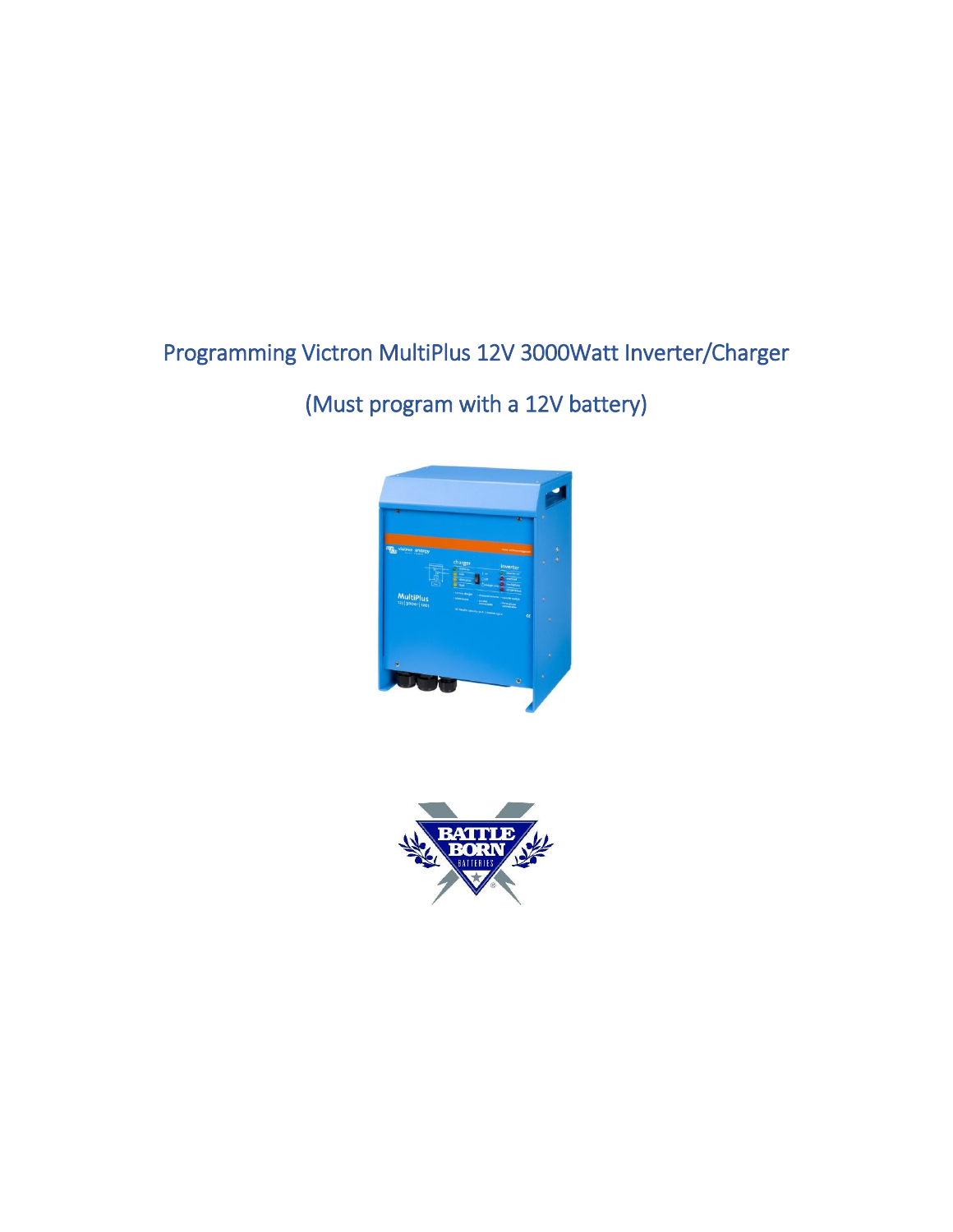# Programming Victron MultiPlus 12V 3000Watt Inverter/Charger

## (Must program with a 12V battery)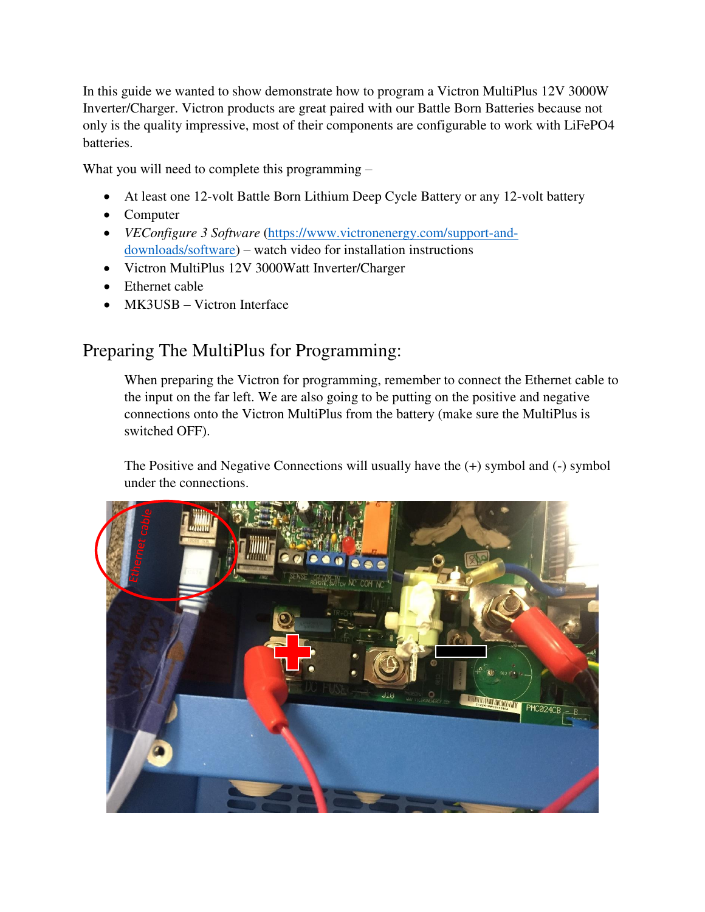In this guide we wanted to show demonstrate how to program a Victron MultiPlus 12V 3000W Inverter/Charger. Victron products are great paired with our Battle Born Batteries because not only is the quality impressive, most of their components are configurable to work with LiFePO4 batteries.

What you will need to complete this programming –

- At least one 12-volt Battle Born Lithium Deep Cycle Battery or any 12-volt battery
- Computer
- *VEConfigure 3 Software* ([https://www.victronenergy.com/support-and-downloads/software](https://www.victronenergy.com/support-and-downloads/software)) – watch video for installation instructions
- Victron MultiPlus 12V 3000Watt Inverter/Charger
- Ethernet cable
- MK3USB – Victron Interface

## Preparing The MultiPlus for Programming:

When preparing the Victron for programming, remember to connect the Ethernet cable to the input on the far left. We are also going to be putting on the positive and negative connections onto the Victron MultiPlus from the battery (make sure the MultiPlus is switched OFF).

The Positive and Negative Connections will usually have the (+) symbol and (-) symbol under the connections.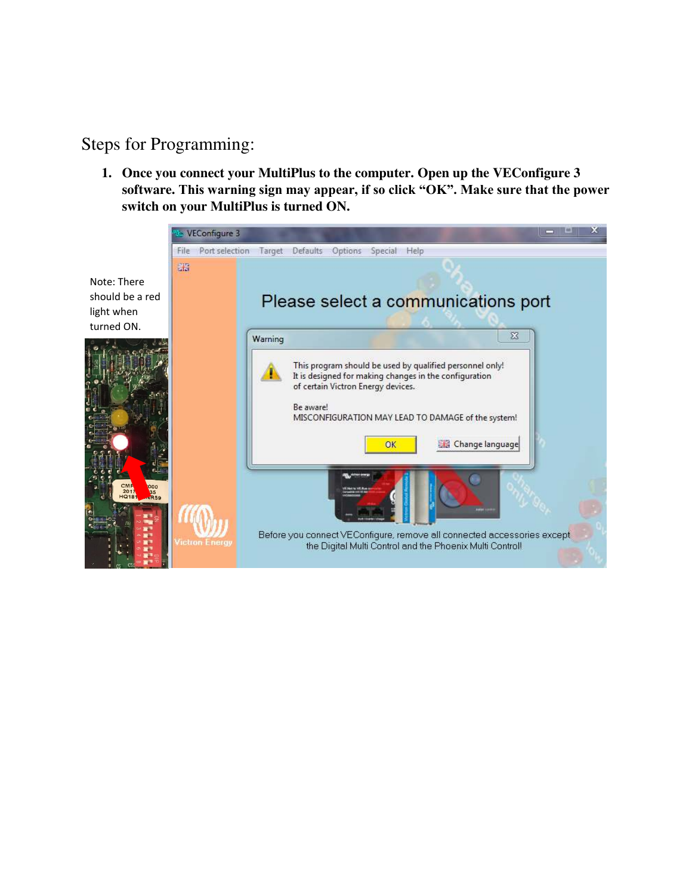Steps for Programming:

1. **Once you connect your MultiPlus to the computer. Open up the VEConfigure 3 software. This warning sign may appear, if so click “OK”. Make sure that the power switch on your MultiPlus is turned ON.**

Note: There should be a red light when turned ON.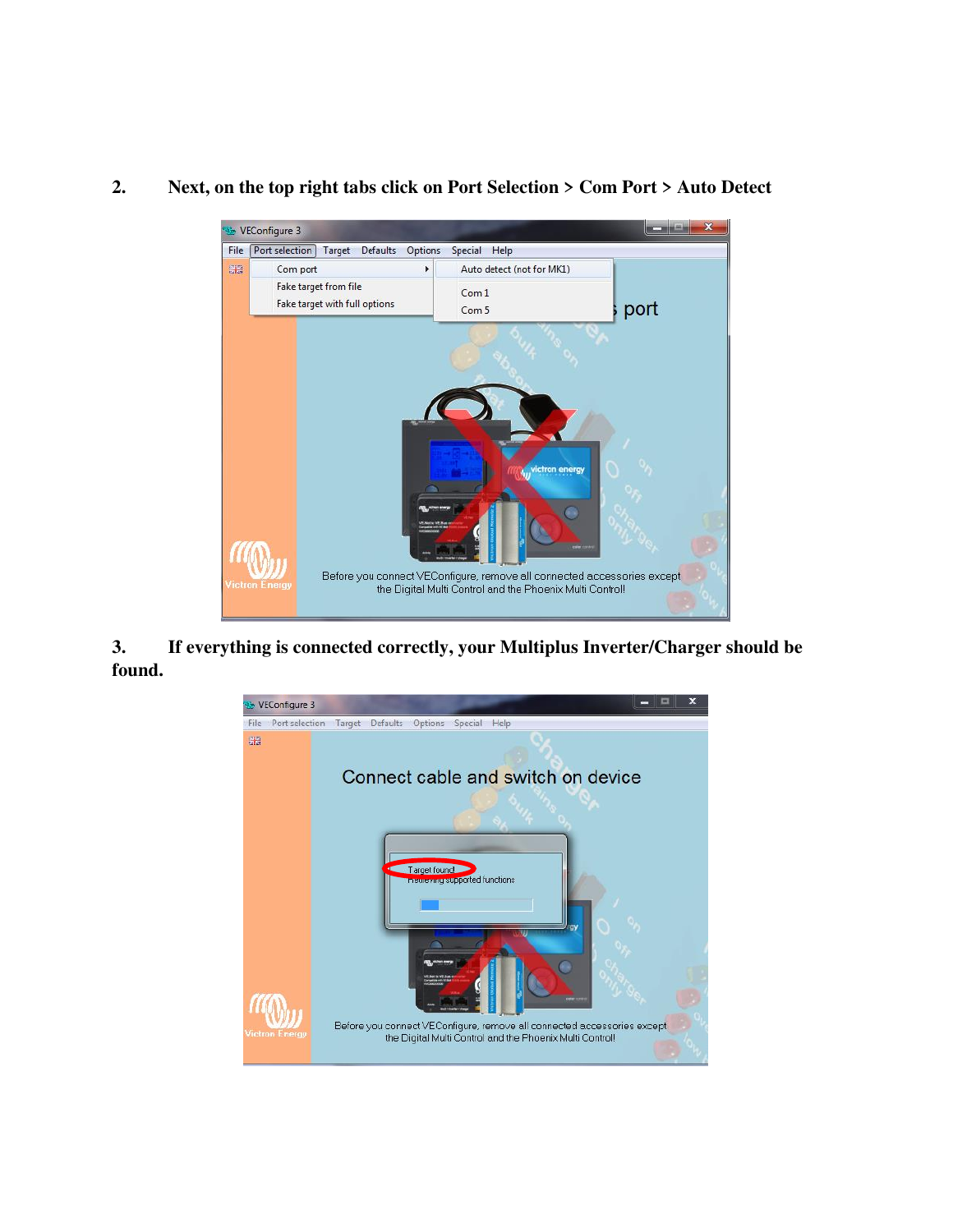2. **Next, on the top right tabs click on Port Selection > Com Port > Auto Detect**

3. **If everything is connected correctly, your Multiplus Inverter/Charger should be found.**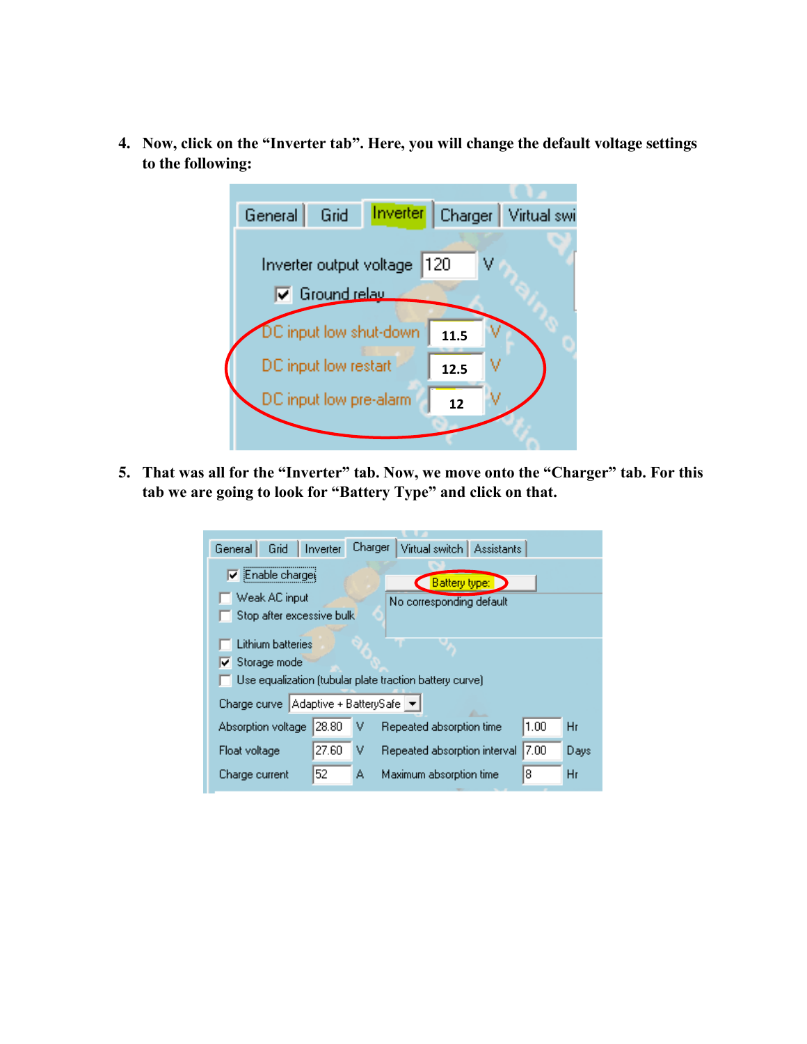4. **Now, click on the "Inverter tab". Here, you will change the default voltage settings to the following:**

General | Grid | Inverter | Charger | Virtual swi

- Inverter output voltage: 120 V
- [x] Ground relay
- DC input low shut-down: 11.5 V
- DC input low restart: 12.5 V
- DC input low pre-alarm: 12 V

5. **That was all for the "Inverter" tab. Now, we move onto the "Charger" tab. For this tab we are going to look for "Battery Type" and click on that.**

General | Grid | Inverter | Charger | Virtual switch | Assistants

- [x] Enable charger
- [ ] Weak AC input
- [ ] Stop after excessive bulk
- [ ] Lithium batteries
- [x] Storage mode
- [ ] Use equalization (tubular plate traction battery curve)

Battery type:

No corresponding default

Charge curve: Adaptive + BatterySafe

| Setting | Value | Unit | Setting | Value | Unit |
|---|---|---|---|---|---|
| Absorption voltage | 28.80 | V | Repeated absorption time | 1.00 | Hr |
| Float voltage | 27.60 | V | Repeated absorption interval | 7.00 | Days |
| Charge current | 52 | A | Maximum absorption time | 8 | Hr |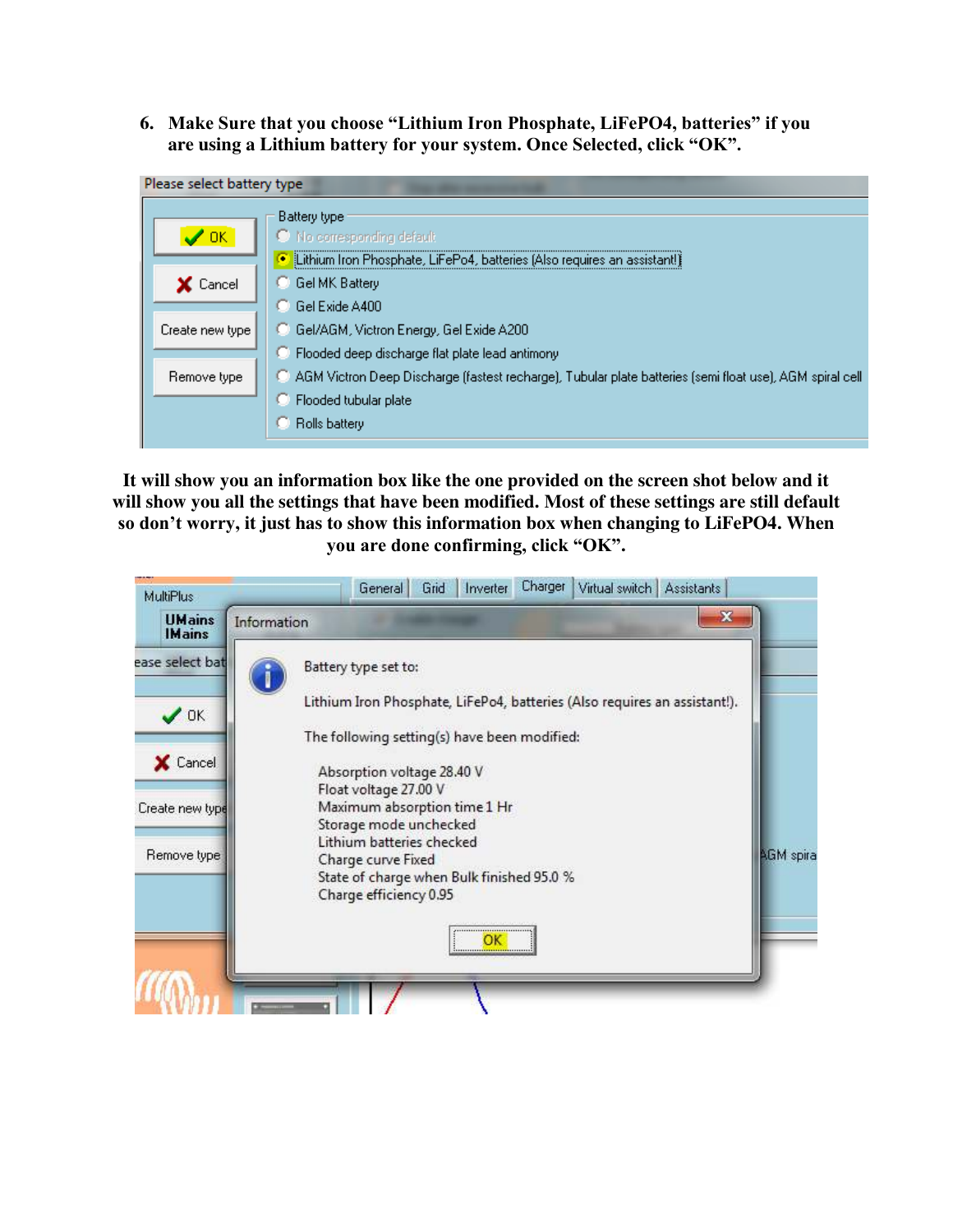6. **Make Sure that you choose "Lithium Iron Phosphate, LiFePO4, batteries" if you are using a Lithium battery for your system. Once Selected, click "OK".**

**It will show you an information box like the one provided on the screen shot below and it will show you all the settings that have been modified. Most of these settings are still default so don't worry, it just has to show this information box when changing to LiFePO4. When you are done confirming, click "OK".**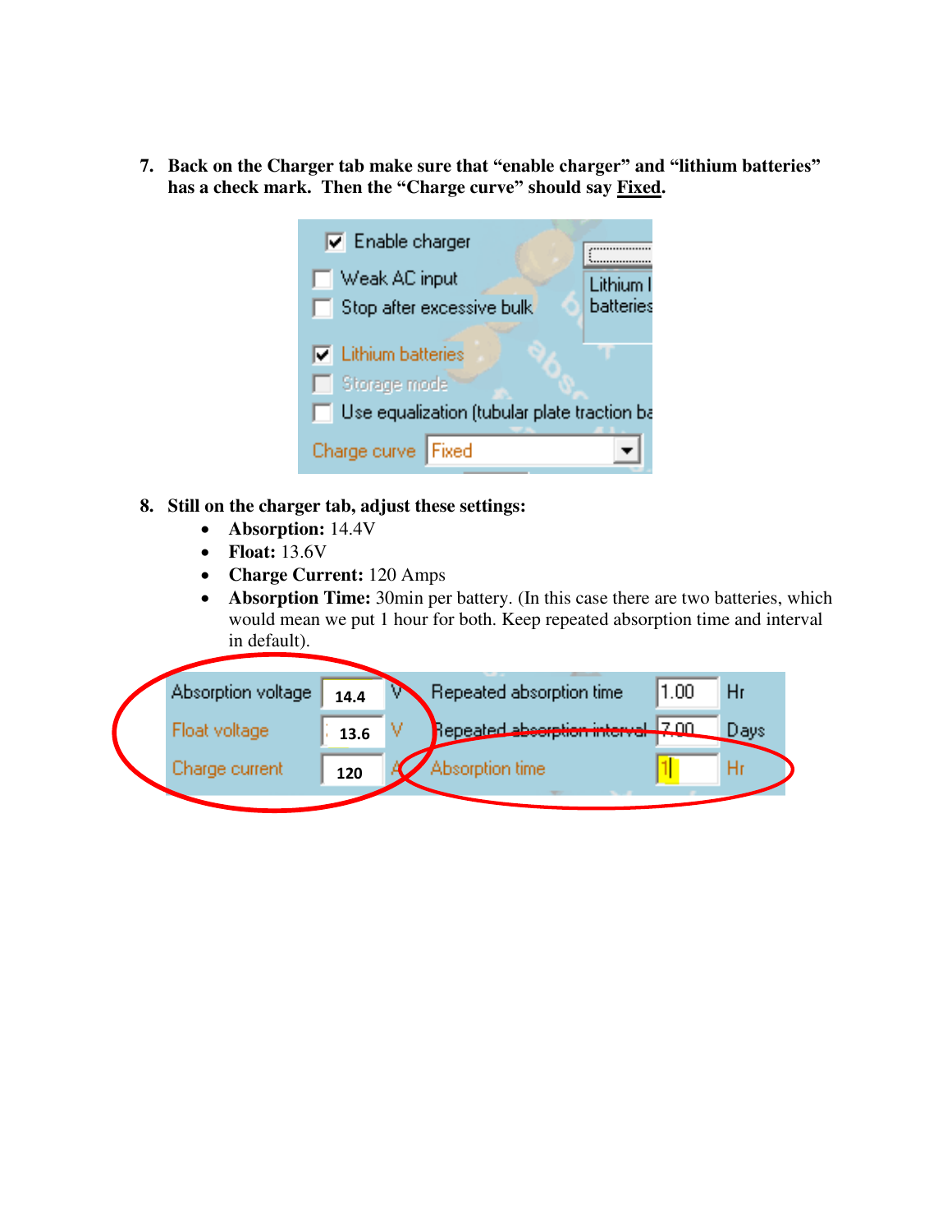7. **Back on the Charger tab make sure that "enable charger" and "lithium batteries" has a check mark. Then the "Charge curve" should say Fixed.**

8. **Still on the charger tab, adjust these settings:**
   - **Absorption:** 14.4V
   - **Float:** 13.6V
   - **Charge Current:** 120 Amps
   - **Absorption Time:** 30min per battery. (In this case there are two batteries, which would mean we put 1 hour for both. Keep repeated absorption time and interval in default).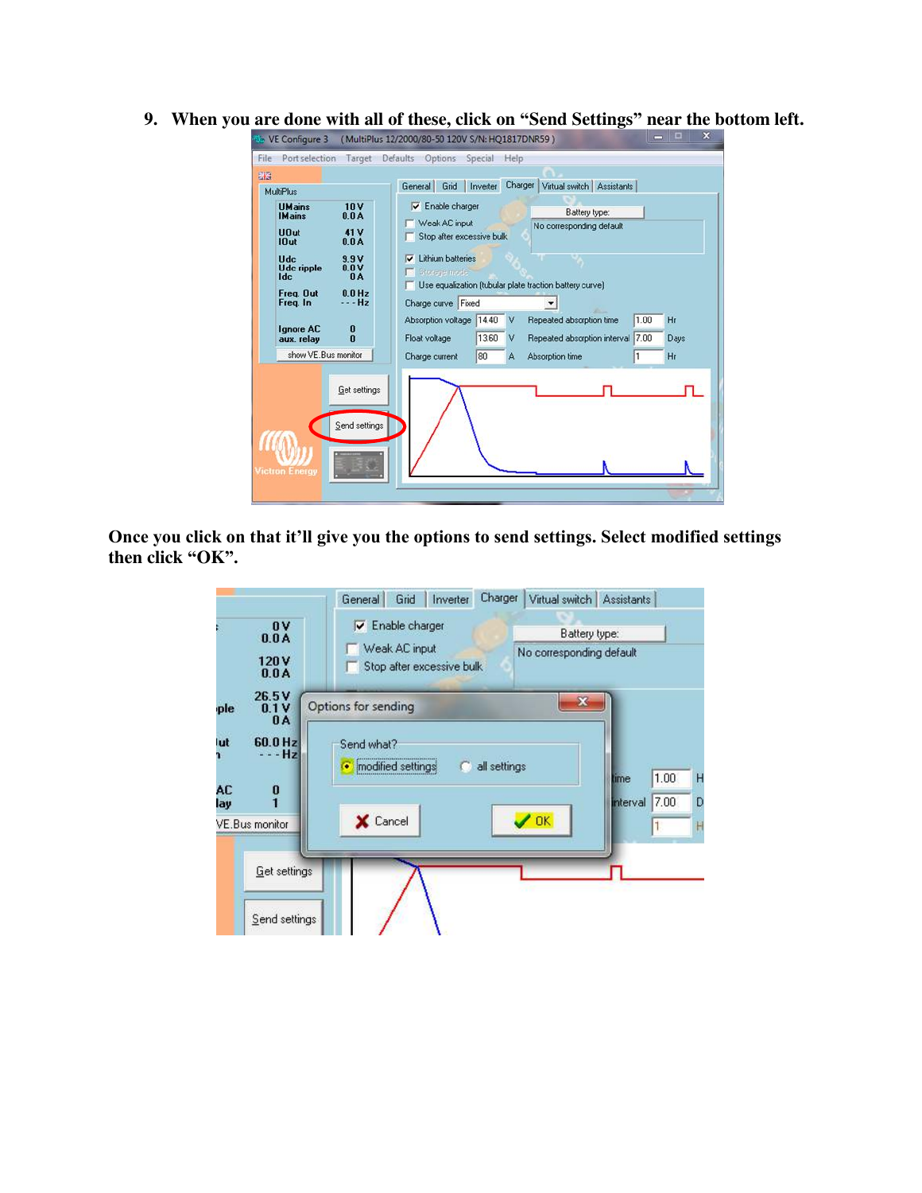9. **When you are done with all of these, click on "Send Settings" near the bottom left.**

**Once you click on that it'll give you the options to send settings. Select modified settings then click "OK".**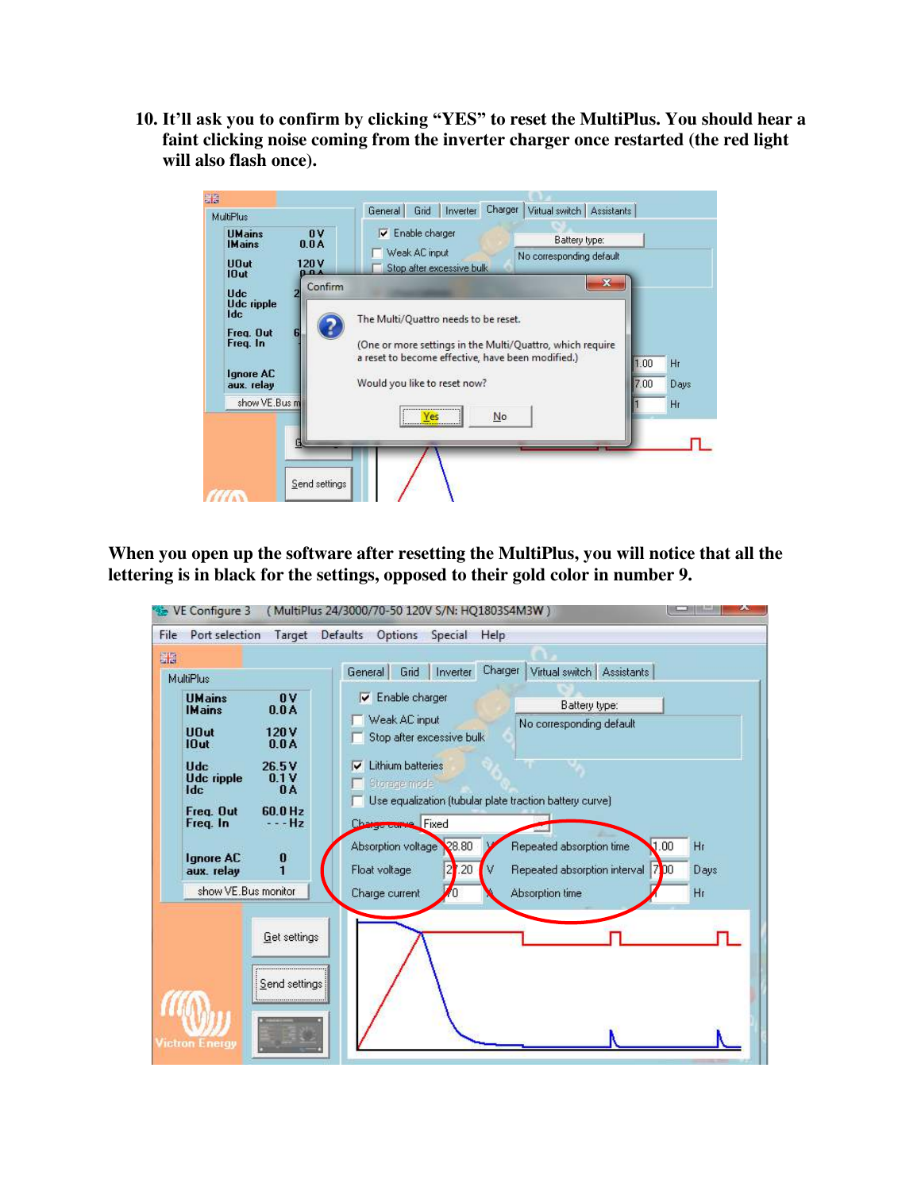10. It'll ask you to confirm by clicking "YES" to reset the MultiPlus. You should hear a faint clicking noise coming from the inverter charger once restarted (the red light will also flash once).

**When you open up the software after resetting the MultiPlus, you will notice that all the lettering is in black for the settings, opposed to their gold color in number 9.**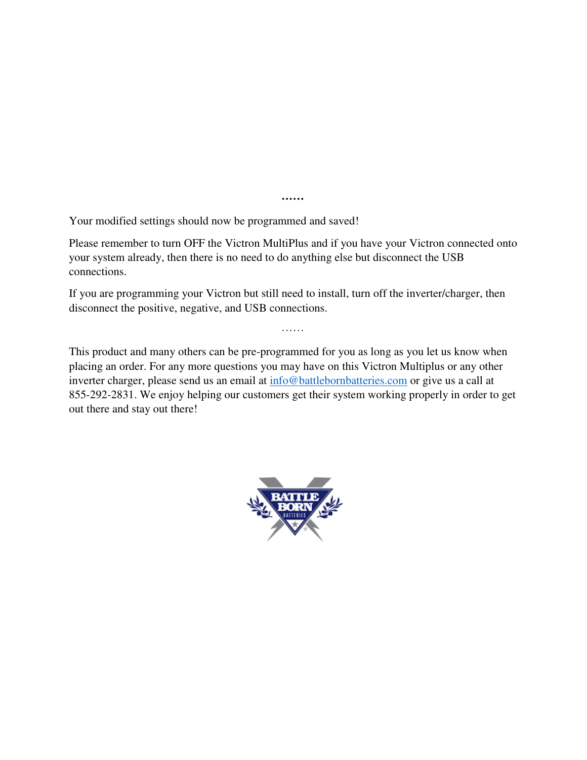……

Your modified settings should now be programmed and saved!

Please remember to turn OFF the Victron MultiPlus and if you have your Victron connected onto your system already, then there is no need to do anything else but disconnect the USB connections.

If you are programming your Victron but still need to install, turn off the inverter/charger, then disconnect the positive, negative, and USB connections.

……

This product and many others can be pre-programmed for you as long as you let us know when placing an order. For any more questions you may have on this Victron Multiplus or any other inverter charger, please send us an email at info@battlebornbatteries.com or give us a call at 855-292-2831. We enjoy helping our customers get their system working properly in order to get out there and stay out there!